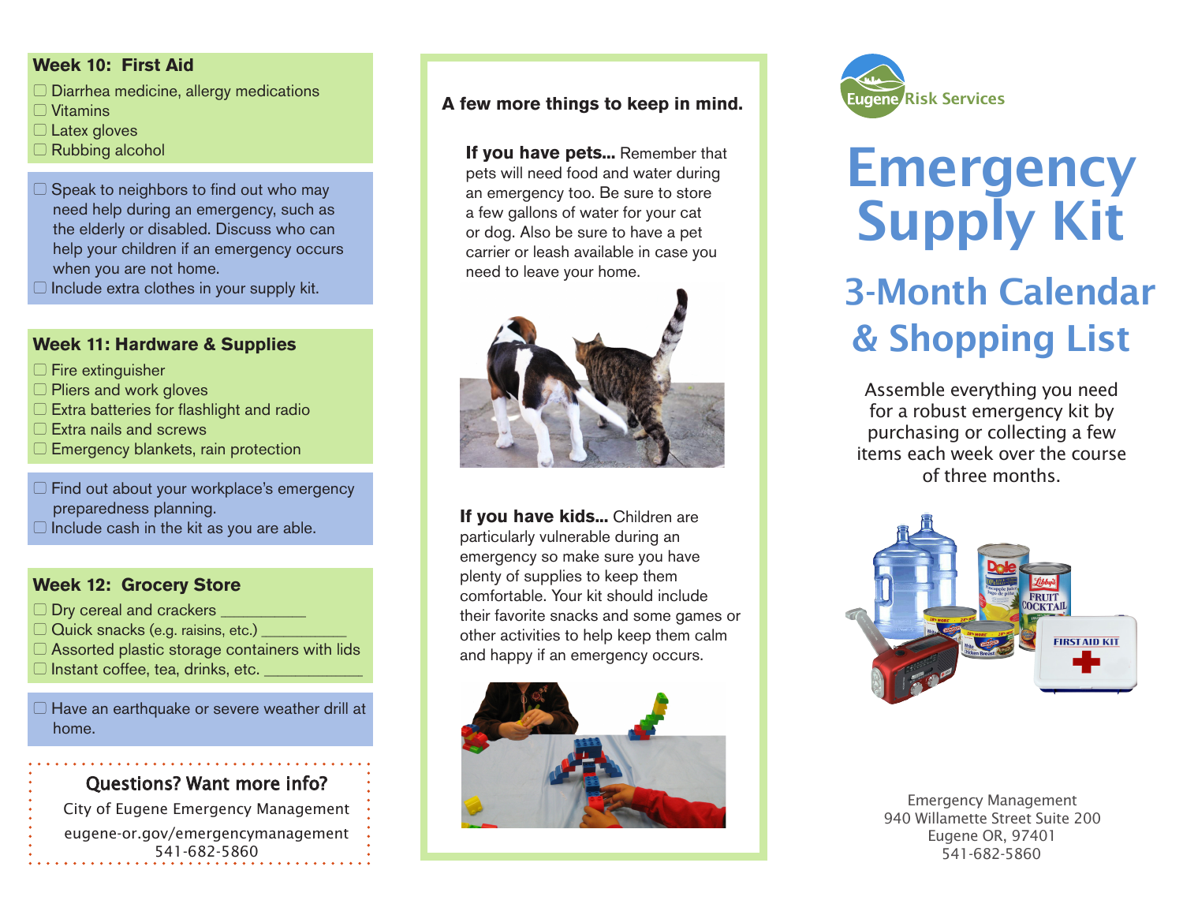## Week 10: First Aid

- ☐ Diarrhea medicine, allergy medications
- ☐ Vitamins
- ☐ Latex gloves
- ☐ Rubbing alcohol

- ☐ Speak to neighbors to find out who may need help during an emergency, such as the elderly or disabled. Discuss who can help your children if an emergency occurs when you are not home.
- ☐ Include extra clothes in your supply kit.

## Week 11: Hardware & Supplies

- ☐ Fire extinguisher
- ☐ Pliers and work gloves
- ☐ Extra batteries for flashlight and radio
- ☐ Extra nails and screws
- ☐ Emergency blankets, rain protection

- ☐ Find out about your workplace's emergency preparedness planning.
- ☐ Include cash in the kit as you are able.

## Week 12: Grocery Store

- ☐ Dry cereal and crackers __________
- ☐ Quick snacks (e.g. raisins, etc.) __________
- ☐ Assorted plastic storage containers with lids
- ☐ Instant coffee, tea, drinks, etc. ___________

- ☐ Have an earthquake or severe weather drill at home.

**Questions? Want more info?**

City of Eugene Emergency Management
eugene-or.gov/emergencymanagement
541-682-5860

**A few more things to keep in mind.**

**If you have pets...** Remember that pets will need food and water during an emergency too. Be sure to store a few gallons of water for your cat or dog. Also be sure to have a pet carrier or leash available in case you need to leave your home.

**If you have kids...** Children are particularly vulnerable during an emergency so make sure you have plenty of supplies to keep them comfortable. Your kit should include their favorite snacks and some games or other activities to help keep them calm and happy if an emergency occurs.

Eugene Risk Services

# Emergency Supply Kit

## 3-Month Calendar & Shopping List

Assemble everything you need for a robust emergency kit by purchasing or collecting a few items each week over the course of three months.

Emergency Management
940 Willamette Street Suite 200
Eugene OR, 97401
541-682-5860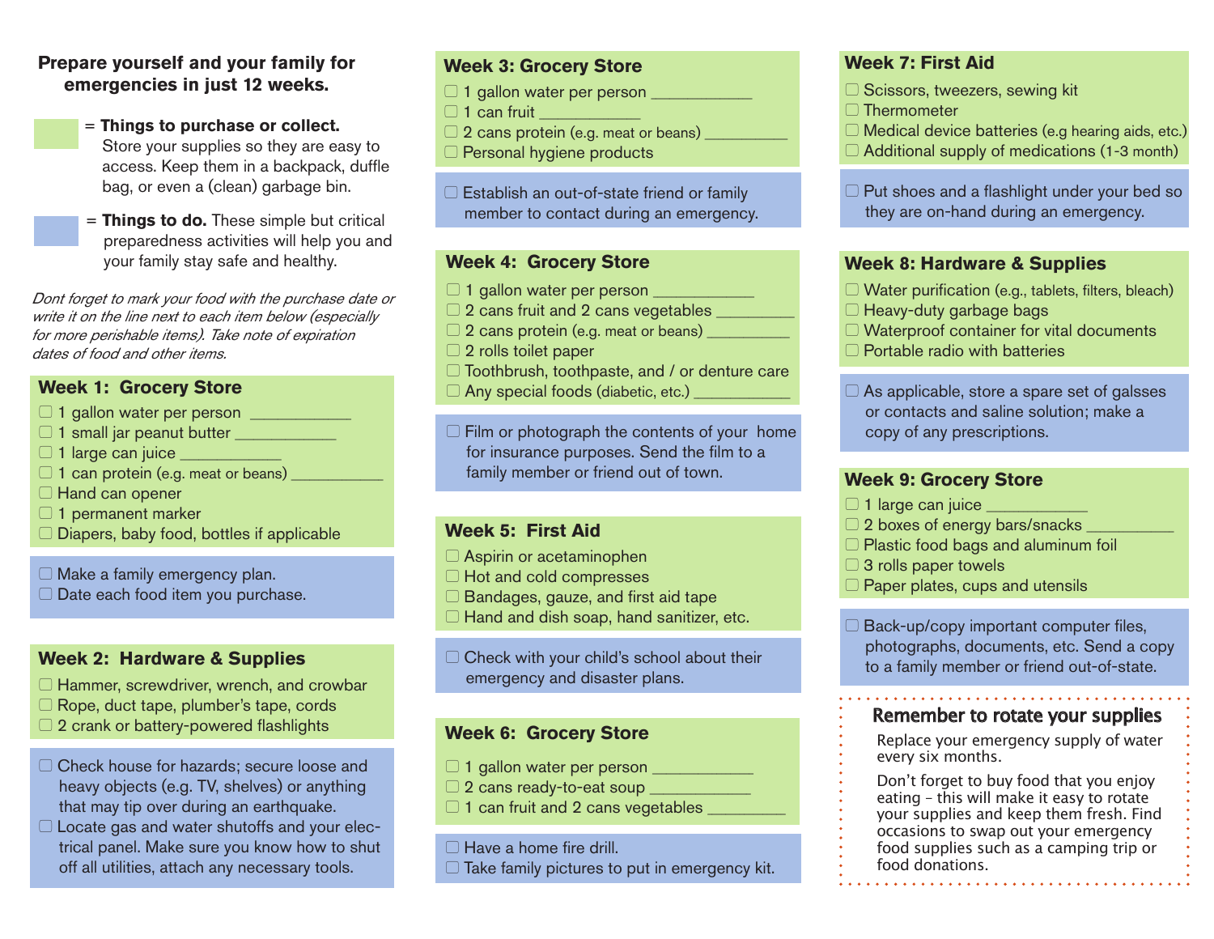**Prepare yourself and your family for emergencies in just 12 weeks.**

= **Things to purchase or collect.** Store your supplies so they are easy to access. Keep them in a backpack, duffle bag, or even a (clean) garbage bin.

= **Things to do.** These simple but critical preparedness activities will help you and your family stay safe and healthy.

*Dont forget to mark your food with the purchase date or write it on the line next to each item below (especially for more perishable items). Take note of expiration dates of food and other items.*

## Week 1: Grocery Store

- ☐ 1 gallon water per person ___________
- ☐ 1 small jar peanut butter ___________
- ☐ 1 large can juice ___________
- ☐ 1 can protein (e.g. meat or beans) ___________
- ☐ Hand can opener
- ☐ 1 permanent marker
- ☐ Diapers, baby food, bottles if applicable

- ☐ Make a family emergency plan.
- ☐ Date each food item you purchase.

## Week 2: Hardware & Supplies

- ☐ Hammer, screwdriver, wrench, and crowbar
- ☐ Rope, duct tape, plumber's tape, cords
- ☐ 2 crank or battery-powered flashlights

- ☐ Check house for hazards; secure loose and heavy objects (e.g. TV, shelves) or anything that may tip over during an earthquake.
- ☐ Locate gas and water shutoffs and your electrical panel. Make sure you know how to shut off all utilities, attach any necessary tools.

## Week 3: Grocery Store

- ☐ 1 gallon water per person ___________
- ☐ 1 can fruit ___________
- ☐ 2 cans protein (e.g. meat or beans) ___________
- ☐ Personal hygiene products

- ☐ Establish an out-of-state friend or family member to contact during an emergency.

## Week 4: Grocery Store

- ☐ 1 gallon water per person ___________
- ☐ 2 cans fruit and 2 cans vegetables ___________
- ☐ 2 cans protein (e.g. meat or beans) ___________
- ☐ 2 rolls toilet paper
- ☐ Toothbrush, toothpaste, and / or denture care
- ☐ Any special foods (diabetic, etc.) ___________

- ☐ Film or photograph the contents of your home for insurance purposes. Send the film to a family member or friend out of town.

## Week 5: First Aid

- ☐ Aspirin or acetaminophen
- ☐ Hot and cold compresses
- ☐ Bandages, gauze, and first aid tape
- ☐ Hand and dish soap, hand sanitizer, etc.

- ☐ Check with your child's school about their emergency and disaster plans.

## Week 6: Grocery Store

- ☐ 1 gallon water per person ___________
- ☐ 2 cans ready-to-eat soup ___________
- ☐ 1 can fruit and 2 cans vegetables ___________

- ☐ Have a home fire drill.
- ☐ Take family pictures to put in emergency kit.

## Week 7: First Aid

- ☐ Scissors, tweezers, sewing kit
- ☐ Thermometer
- ☐ Medical device batteries (e.g hearing aids, etc.)
- ☐ Additional supply of medications (1-3 month)

- ☐ Put shoes and a flashlight under your bed so they are on-hand during an emergency.

## Week 8: Hardware & Supplies

- ☐ Water purification (e.g., tablets, filters, bleach)
- ☐ Heavy-duty garbage bags
- ☐ Waterproof container for vital documents
- ☐ Portable radio with batteries

- ☐ As applicable, store a spare set of galsses or contacts and saline solution; make a copy of any prescriptions.

## Week 9: Grocery Store

- ☐ 1 large can juice ___________
- ☐ 2 boxes of energy bars/snacks ___________
- ☐ Plastic food bags and aluminum foil
- ☐ 3 rolls paper towels
- ☐ Paper plates, cups and utensils

- ☐ Back-up/copy important computer files, photographs, documents, etc. Send a copy to a family member or friend out-of-state.

### Remember to rotate your supplies

Replace your emergency supply of water every six months.

Don't forget to buy food that you enjoy eating – this will make it easy to rotate your supplies and keep them fresh. Find occasions to swap out your emergency food supplies such as a camping trip or food donations.